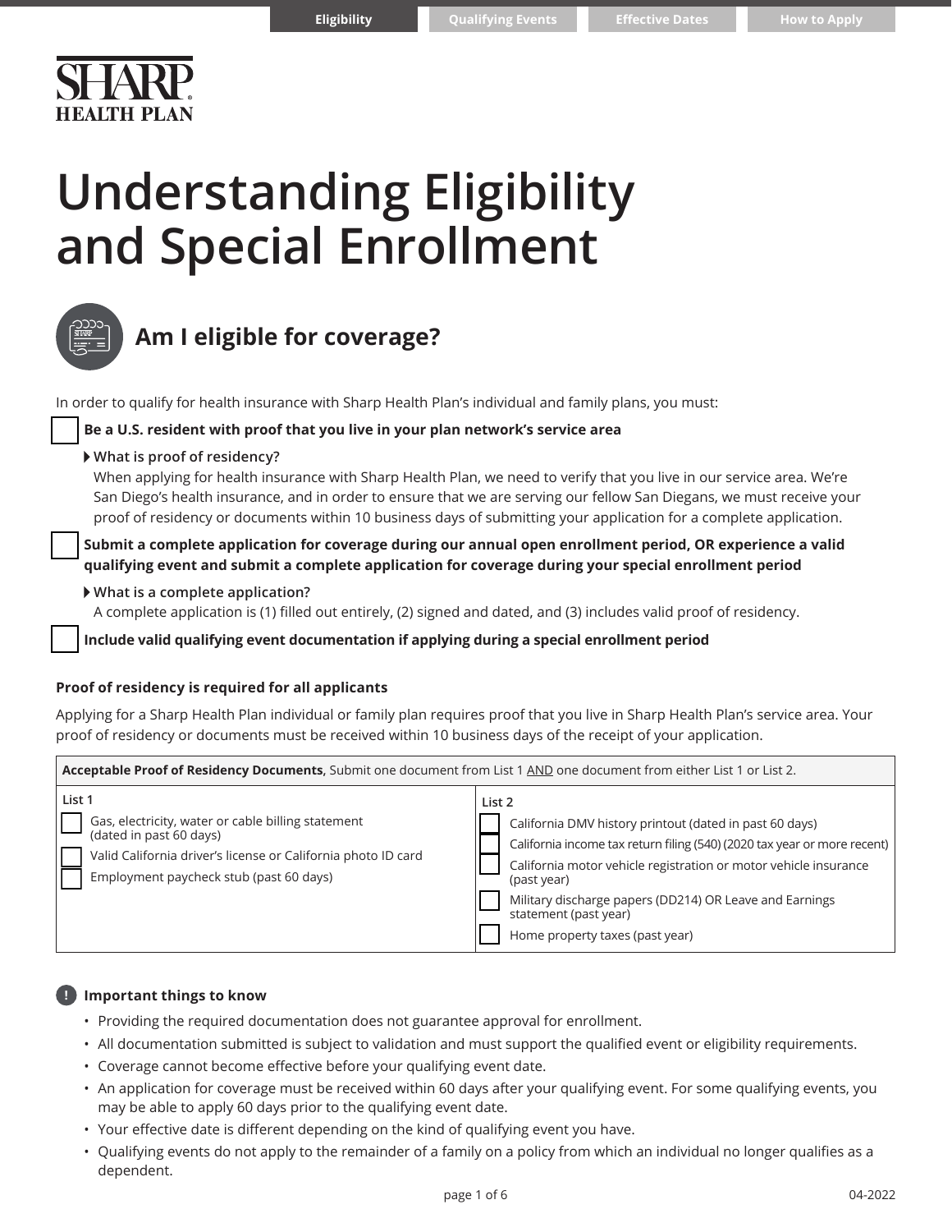# Understanding Eligibility and Special Enrollment

## Am I eligible for coverage?

In order to qualify for health insurance with Sharp Health Plan's individual and family plans, you must:

- [ ] **Be a U.S. resident with proof that you live in your plan network's service area**

  **What is proof of residency?**
  When applying for health insurance with Sharp Health Plan, we need to verify that you live in our service area. We're San Diego's health insurance, and in order to ensure that we are serving our fellow San Diegans, we must receive your proof of residency or documents within 10 business days of submitting your application for a complete application.

- [ ] **Submit a complete application for coverage during our annual open enrollment period, OR experience a valid qualifying event and submit a complete application for coverage during your special enrollment period**

  **What is a complete application?**
  A complete application is (1) filled out entirely, (2) signed and dated, and (3) includes valid proof of residency.

- [ ] **Include valid qualifying event documentation if applying during a special enrollment period**

**Proof of residency is required for all applicants**

Applying for a Sharp Health Plan individual or family plan requires proof that you live in Sharp Health Plan's service area. Your proof of residency or documents must be received within 10 business days of the receipt of your application.

| **Acceptable Proof of Residency Documents,** Submit one document from List 1 AND one document from either List 1 or List 2. | |
|---|---|
| List 1 | List 2 |
| ☐ Gas, electricity, water or cable billing statement (dated in past 60 days) | ☐ California DMV history printout (dated in past 60 days) |
| ☐ Valid California driver's license or California photo ID card | ☐ California income tax return filing (540) (2020 tax year or more recent) |
| ☐ Employment paycheck stub (past 60 days) | ☐ California motor vehicle registration or motor vehicle insurance (past year) |
| | ☐ Military discharge papers (DD214) OR Leave and Earnings statement (past year) |
| | ☐ Home property taxes (past year) |

**Important things to know**

- Providing the required documentation does not guarantee approval for enrollment.
- All documentation submitted is subject to validation and must support the qualified event or eligibility requirements.
- Coverage cannot become effective before your qualifying event date.
- An application for coverage must be received within 60 days after your qualifying event. For some qualifying events, you may be able to apply 60 days prior to the qualifying event date.
- Your effective date is different depending on the kind of qualifying event you have.
- Qualifying events do not apply to the remainder of a family on a policy from which an individual no longer qualifies as a dependent.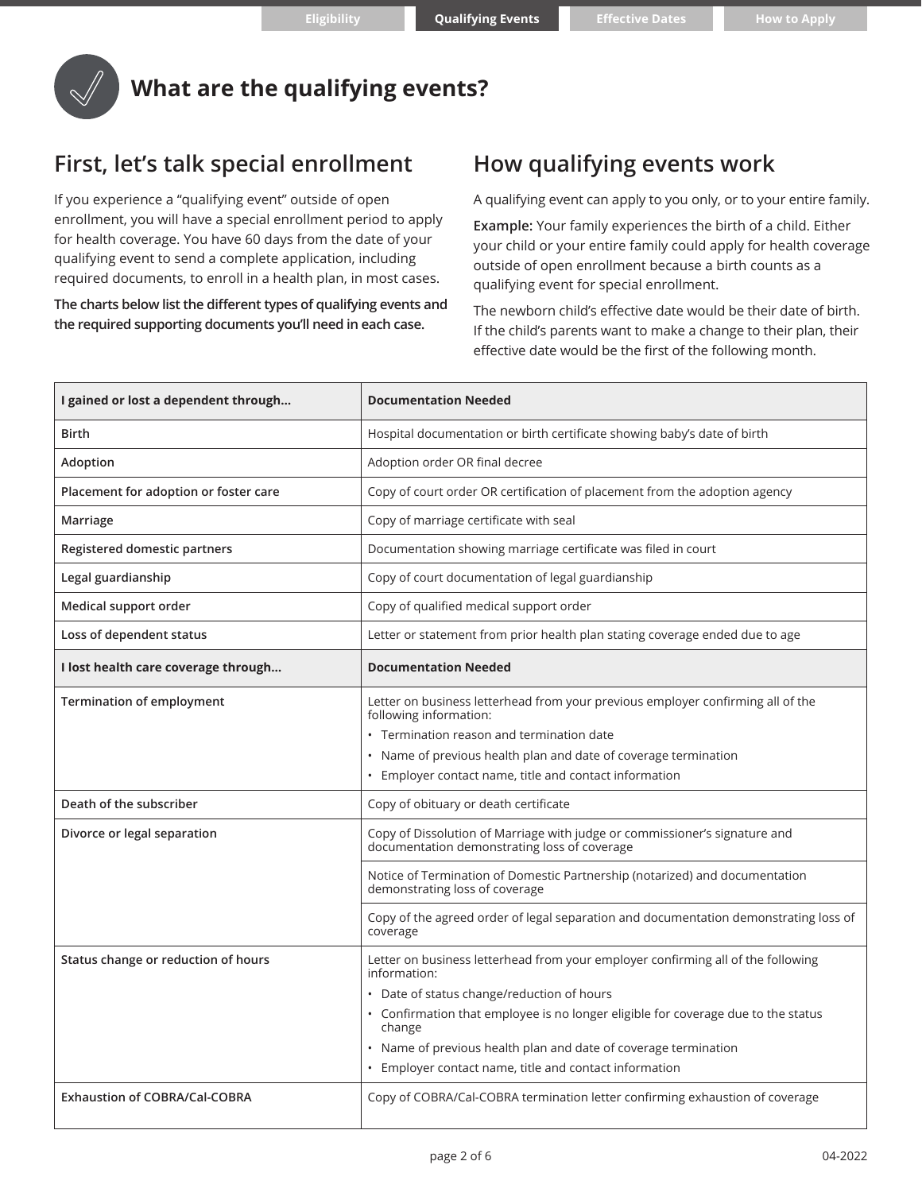# What are the qualifying events?

## First, let's talk special enrollment

If you experience a "qualifying event" outside of open enrollment, you will have a special enrollment period to apply for health coverage. You have 60 days from the date of your qualifying event to send a complete application, including required documents, to enroll in a health plan, in most cases.

**The charts below list the different types of qualifying events and the required supporting documents you'll need in each case.**

## How qualifying events work

A qualifying event can apply to you only, or to your entire family.

**Example:** Your family experiences the birth of a child. Either your child or your entire family could apply for health coverage outside of open enrollment because a birth counts as a qualifying event for special enrollment.

The newborn child's effective date would be their date of birth. If the child's parents want to make a change to their plan, their effective date would be the first of the following month.

| I gained or lost a dependent through... | Documentation Needed |
|---|---|
| Birth | Hospital documentation or birth certificate showing baby's date of birth |
| Adoption | Adoption order OR final decree |
| Placement for adoption or foster care | Copy of court order OR certification of placement from the adoption agency |
| Marriage | Copy of marriage certificate with seal |
| Registered domestic partners | Documentation showing marriage certificate was filed in court |
| Legal guardianship | Copy of court documentation of legal guardianship |
| Medical support order | Copy of qualified medical support order |
| Loss of dependent status | Letter or statement from prior health plan stating coverage ended due to age |
| **I lost health care coverage through...** | **Documentation Needed** |
| Termination of employment | Letter on business letterhead from your previous employer confirming all of the following information:<br>• Termination reason and termination date<br>• Name of previous health plan and date of coverage termination<br>• Employer contact name, title and contact information |
| Death of the subscriber | Copy of obituary or death certificate |
| Divorce or legal separation | Copy of Dissolution of Marriage with judge or commissioner's signature and documentation demonstrating loss of coverage |
| | Notice of Termination of Domestic Partnership (notarized) and documentation demonstrating loss of coverage |
| | Copy of the agreed order of legal separation and documentation demonstrating loss of coverage |
| Status change or reduction of hours | Letter on business letterhead from your employer confirming all of the following information:<br>• Date of status change/reduction of hours<br>• Confirmation that employee is no longer eligible for coverage due to the status change<br>• Name of previous health plan and date of coverage termination<br>• Employer contact name, title and contact information |
| Exhaustion of COBRA/Cal-COBRA | Copy of COBRA/Cal-COBRA termination letter confirming exhaustion of coverage |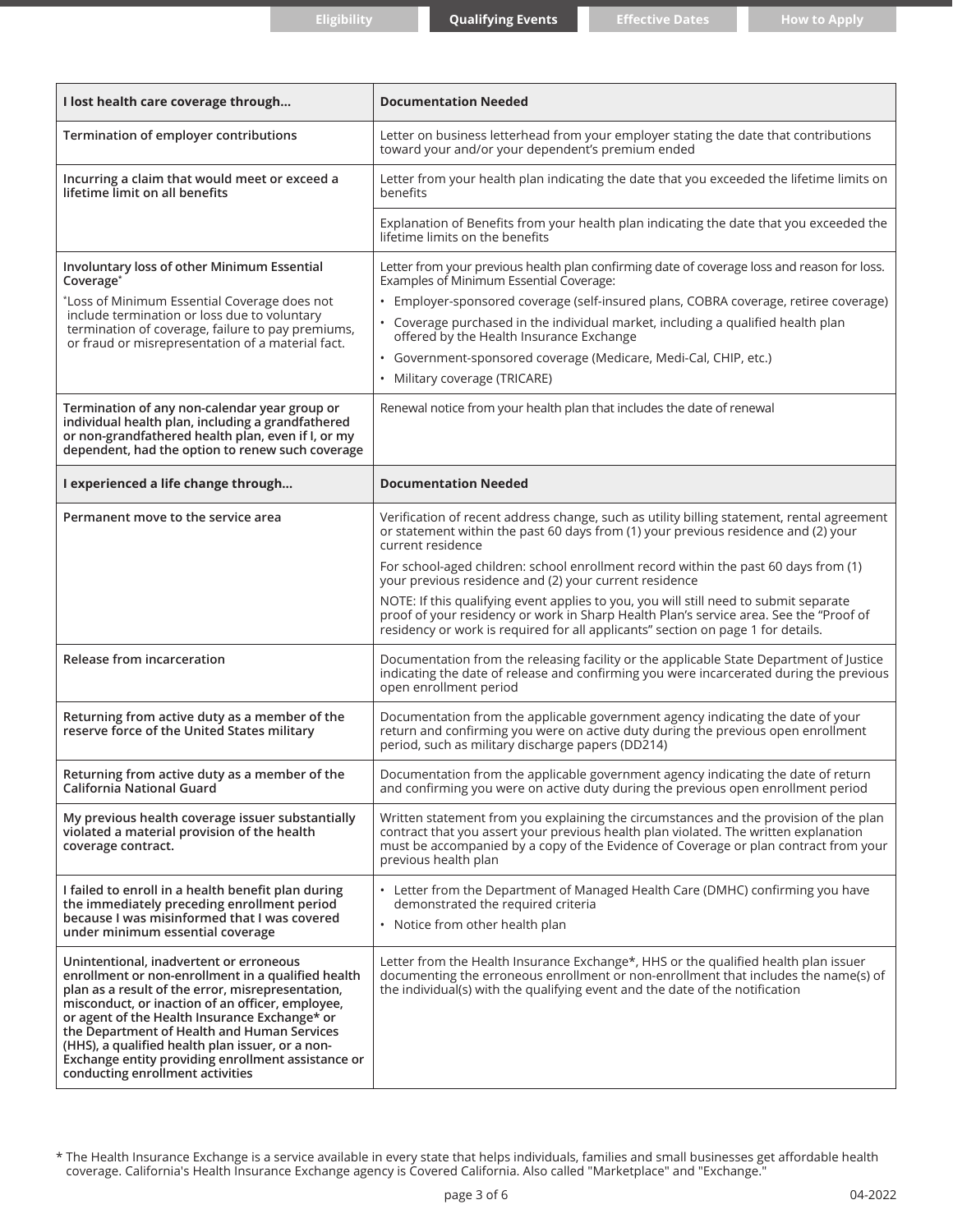| I lost health care coverage through... | Documentation Needed |
| --- | --- |
| **Termination of employer contributions** | Letter on business letterhead from your employer stating the date that contributions toward your and/or your dependent's premium ended |
| **Incurring a claim that would meet or exceed a lifetime limit on all benefits** | Letter from your health plan indicating the date that you exceeded the lifetime limits on benefits |
| | Explanation of Benefits from your health plan indicating the date that you exceeded the lifetime limits on the benefits |
| **Involuntary loss of other Minimum Essential Coverage*** <br> *Loss of Minimum Essential Coverage does not include termination or loss due to voluntary termination of coverage, failure to pay premiums, or fraud or misrepresentation of a material fact. | Letter from your previous health plan confirming date of coverage loss and reason for loss. Examples of Minimum Essential Coverage: <br> • Employer-sponsored coverage (self-insured plans, COBRA coverage, retiree coverage) <br> • Coverage purchased in the individual market, including a qualified health plan offered by the Health Insurance Exchange <br> • Government-sponsored coverage (Medicare, Medi-Cal, CHIP, etc.) <br> • Military coverage (TRICARE) |
| **Termination of any non-calendar year group or individual health plan, including a grandfathered or non-grandfathered health plan, even if I, or my dependent, had the option to renew such coverage** | Renewal notice from your health plan that includes the date of renewal |
| **I experienced a life change through...** | **Documentation Needed** |
| **Permanent move to the service area** | Verification of recent address change, such as utility billing statement, rental agreement or statement within the past 60 days from (1) your previous residence and (2) your current residence <br> For school-aged children: school enrollment record within the past 60 days from (1) your previous residence and (2) your current residence <br> NOTE: If this qualifying event applies to you, you will still need to submit separate proof of your residency or work in Sharp Health Plan's service area. See the "Proof of residency or work is required for all applicants" section on page 1 for details. |
| **Release from incarceration** | Documentation from the releasing facility or the applicable State Department of Justice indicating the date of release and confirming you were incarcerated during the previous open enrollment period |
| **Returning from active duty as a member of the reserve force of the United States military** | Documentation from the applicable government agency indicating the date of your return and confirming you were on active duty during the previous open enrollment period, such as military discharge papers (DD214) |
| **Returning from active duty as a member of the California National Guard** | Documentation from the applicable government agency indicating the date of return and confirming you were on active duty during the previous open enrollment period |
| **My previous health coverage issuer substantially violated a material provision of the health coverage contract.** | Written statement from you explaining the circumstances and the provision of the plan contract that you assert your previous health plan violated. The written explanation must be accompanied by a copy of the Evidence of Coverage or plan contract from your previous health plan |
| **I failed to enroll in a health benefit plan during the immediately preceding enrollment period because I was misinformed that I was covered under minimum essential coverage** | • Letter from the Department of Managed Health Care (DMHC) confirming you have demonstrated the required criteria <br> • Notice from other health plan |
| **Unintentional, inadvertent or erroneous enrollment or non-enrollment in a qualified health plan as a result of the error, misrepresentation, misconduct, or inaction of an officer, employee, or agent of the Health Insurance Exchange* or the Department of Health and Human Services (HHS), a qualified health plan issuer, or a non-Exchange entity providing enrollment assistance or conducting enrollment activities** | Letter from the Health Insurance Exchange*, HHS or the qualified health plan issuer documenting the erroneous enrollment or non-enrollment that includes the name(s) of the individual(s) with the qualifying event and the date of the notification |

\* The Health Insurance Exchange is a service available in every state that helps individuals, families and small businesses get affordable health coverage. California's Health Insurance Exchange agency is Covered California. Also called "Marketplace" and "Exchange."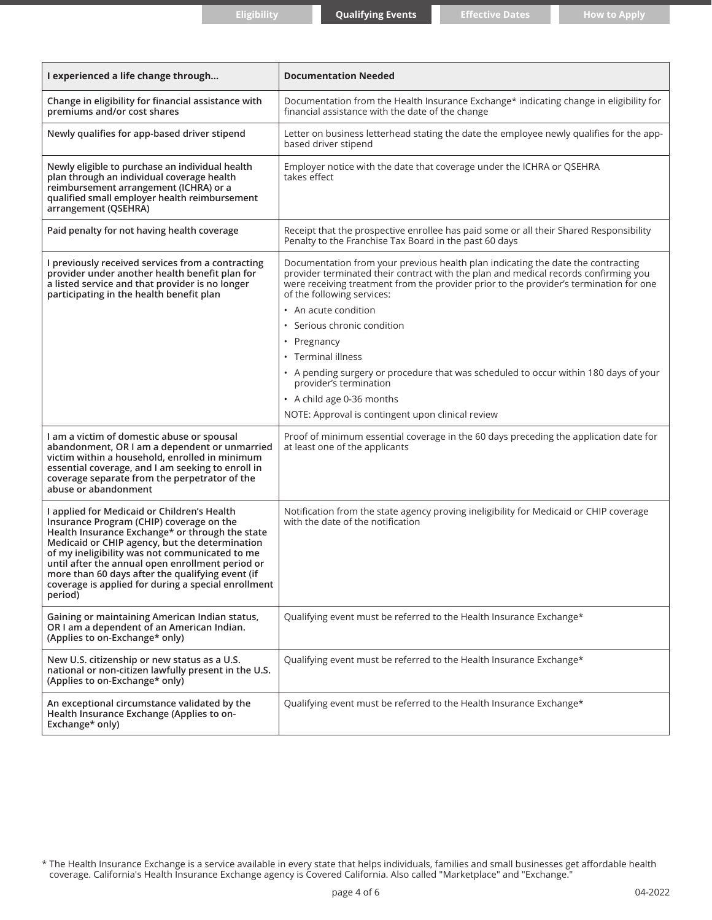| I experienced a life change through... | Documentation Needed |
|---|---|
| **Change in eligibility for financial assistance with premiums and/or cost shares** | Documentation from the Health Insurance Exchange* indicating change in eligibility for financial assistance with the date of the change |
| **Newly qualifies for app-based driver stipend** | Letter on business letterhead stating the date the employee newly qualifies for the app-based driver stipend |
| **Newly eligible to purchase an individual health plan through an individual coverage health reimbursement arrangement (ICHRA) or a qualified small employer health reimbursement arrangement (QSEHRA)** | Employer notice with the date that coverage under the ICHRA or QSEHRA takes effect |
| **Paid penalty for not having health coverage** | Receipt that the prospective enrollee has paid some or all their Shared Responsibility Penalty to the Franchise Tax Board in the past 60 days |
| **I previously received services from a contracting provider under another health benefit plan for a listed service and that provider is no longer participating in the health benefit plan** | Documentation from your previous health plan indicating the date the contracting provider terminated their contract with the plan and medical records confirming you were receiving treatment from the provider prior to the provider's termination for one of the following services:<br>• An acute condition<br>• Serious chronic condition<br>• Pregnancy<br>• Terminal illness<br>• A pending surgery or procedure that was scheduled to occur within 180 days of your provider's termination<br>• A child age 0-36 months<br>NOTE: Approval is contingent upon clinical review |
| **I am a victim of domestic abuse or spousal abandonment, OR I am a dependent or unmarried victim within a household, enrolled in minimum essential coverage, and I am seeking to enroll in coverage separate from the perpetrator of the abuse or abandonment** | Proof of minimum essential coverage in the 60 days preceding the application date for at least one of the applicants |
| **I applied for Medicaid or Children's Health Insurance Program (CHIP) coverage on the Health Insurance Exchange* or through the state Medicaid or CHIP agency, but the determination of my ineligibility was not communicated to me until after the annual open enrollment period or more than 60 days after the qualifying event (if coverage is applied for during a special enrollment period)** | Notification from the state agency proving ineligibility for Medicaid or CHIP coverage with the date of the notification |
| **Gaining or maintaining American Indian status, OR I am a dependent of an American Indian. (Applies to on-Exchange* only)** | Qualifying event must be referred to the Health Insurance Exchange* |
| **New U.S. citizenship or new status as a U.S. national or non-citizen lawfully present in the U.S. (Applies to on-Exchange* only)** | Qualifying event must be referred to the Health Insurance Exchange* |
| **An exceptional circumstance validated by the Health Insurance Exchange (Applies to on-Exchange* only)** | Qualifying event must be referred to the Health Insurance Exchange* |

* The Health Insurance Exchange is a service available in every state that helps individuals, families and small businesses get affordable health coverage. California's Health Insurance Exchange agency is Covered California. Also called "Marketplace" and "Exchange."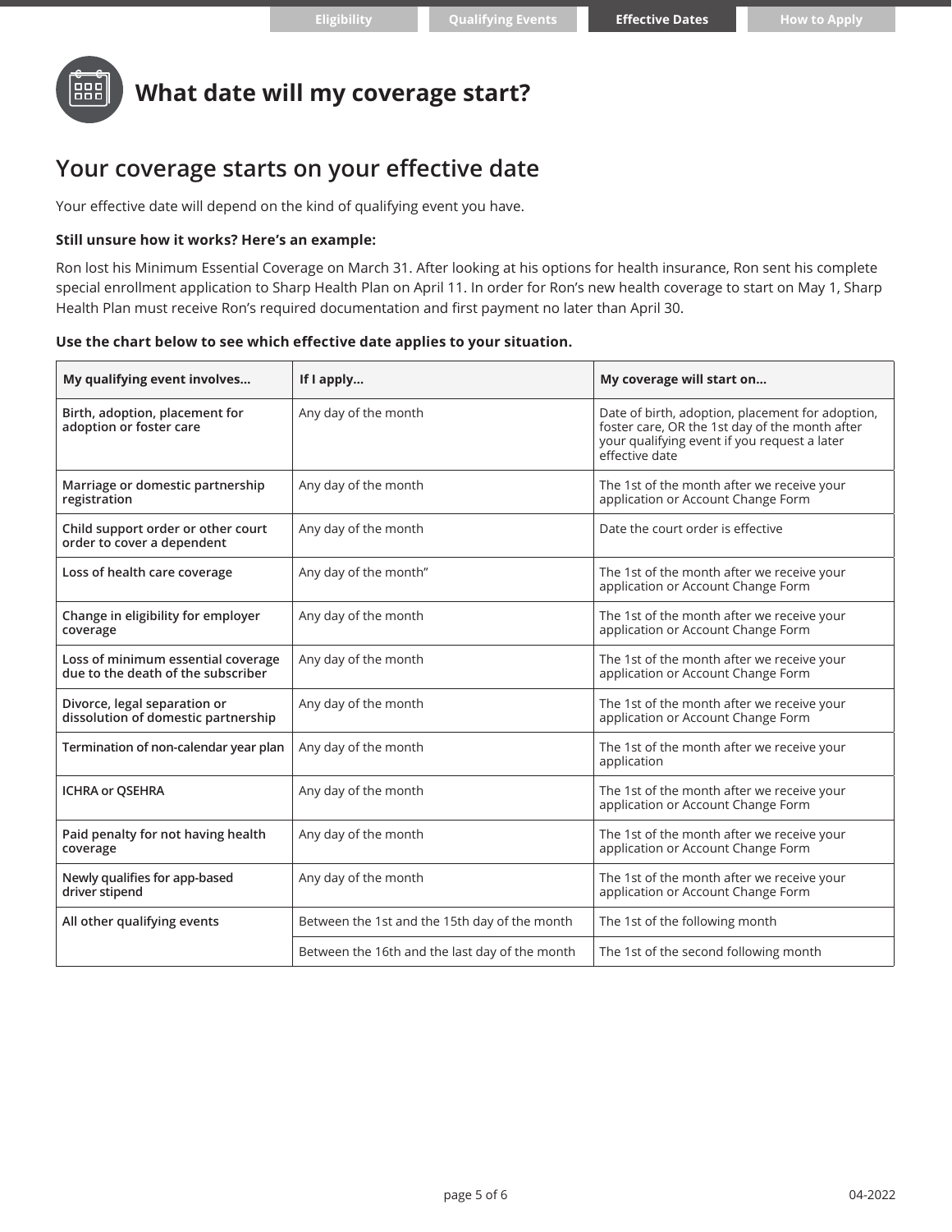# What date will my coverage start?

## Your coverage starts on your effective date

Your effective date will depend on the kind of qualifying event you have.

**Still unsure how it works? Here's an example:**

Ron lost his Minimum Essential Coverage on March 31. After looking at his options for health insurance, Ron sent his complete special enrollment application to Sharp Health Plan on April 11. In order for Ron's new health coverage to start on May 1, Sharp Health Plan must receive Ron's required documentation and first payment no later than April 30.

**Use the chart below to see which effective date applies to your situation.**

| My qualifying event involves... | If I apply... | My coverage will start on... |
|---|---|---|
| Birth, adoption, placement for adoption or foster care | Any day of the month | Date of birth, adoption, placement for adoption, foster care, OR the 1st day of the month after your qualifying event if you request a later effective date |
| Marriage or domestic partnership registration | Any day of the month | The 1st of the month after we receive your application or Account Change Form |
| Child support order or other court order to cover a dependent | Any day of the month | Date the court order is effective |
| Loss of health care coverage | Any day of the month" | The 1st of the month after we receive your application or Account Change Form |
| Change in eligibility for employer coverage | Any day of the month | The 1st of the month after we receive your application or Account Change Form |
| Loss of minimum essential coverage due to the death of the subscriber | Any day of the month | The 1st of the month after we receive your application or Account Change Form |
| Divorce, legal separation or dissolution of domestic partnership | Any day of the month | The 1st of the month after we receive your application or Account Change Form |
| Termination of non-calendar year plan | Any day of the month | The 1st of the month after we receive your application |
| ICHRA or QSEHRA | Any day of the month | The 1st of the month after we receive your application or Account Change Form |
| Paid penalty for not having health coverage | Any day of the month | The 1st of the month after we receive your application or Account Change Form |
| Newly qualifies for app-based driver stipend | Any day of the month | The 1st of the month after we receive your application or Account Change Form |
| All other qualifying events | Between the 1st and the 15th day of the month | The 1st of the following month |
| | Between the 16th and the last day of the month | The 1st of the second following month |

04-2022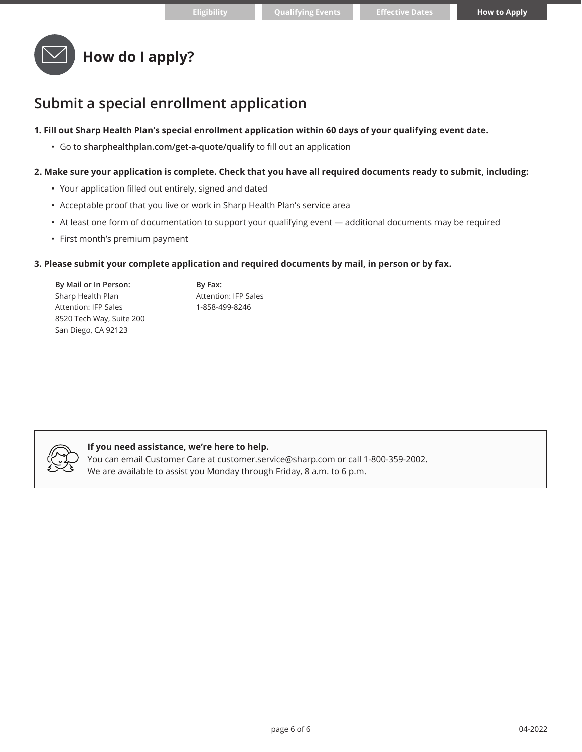## How do I apply?

### Submit a special enrollment application

**1. Fill out Sharp Health Plan's special enrollment application within 60 days of your qualifying event date.**

- Go to **sharphealthplan.com/get-a-quote/qualify** to fill out an application

**2. Make sure your application is complete. Check that you have all required documents ready to submit, including:**

- Your application filled out entirely, signed and dated
- Acceptable proof that you live or work in Sharp Health Plan's service area
- At least one form of documentation to support your qualifying event — additional documents may be required
- First month's premium payment

**3. Please submit your complete application and required documents by mail, in person or by fax.**

**By Mail or In Person:**
Sharp Health Plan
Attention: IFP Sales
8520 Tech Way, Suite 200
San Diego, CA 92123

**By Fax:**
Attention: IFP Sales
1-858-499-8246

**If you need assistance, we're here to help.**
You can email Customer Care at customer.service@sharp.com or call 1-800-359-2002.
We are available to assist you Monday through Friday, 8 a.m. to 6 p.m.

04-2022